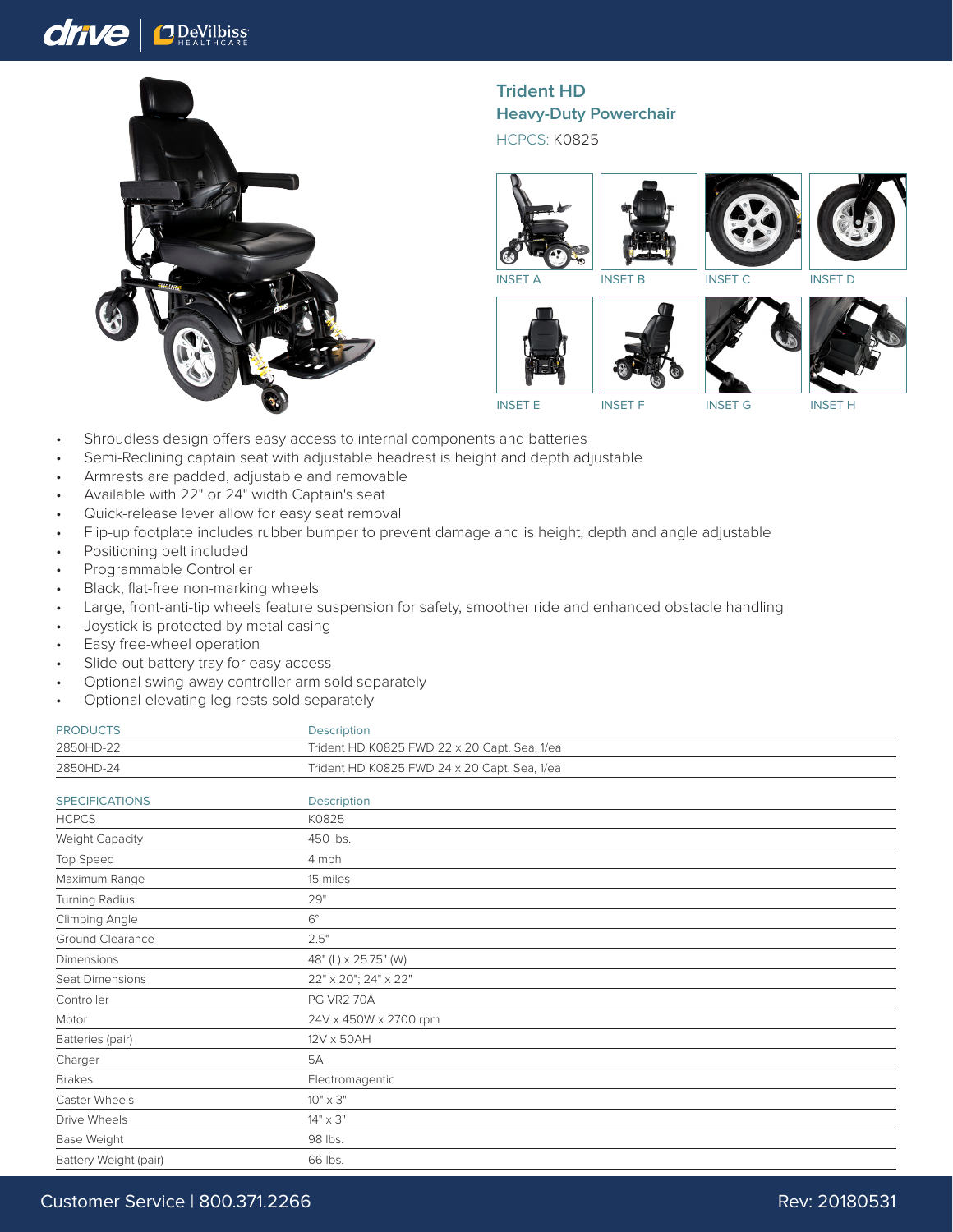# Trident HD

## Heavy-Duty Powerchair

HCPCS: K0825

INSET A

INSET B

INSET C

INSET D

INSET E

INSET F

INSET G

INSET H

- Shroudless design offers easy access to internal components and batteries
- Semi-Reclining captain seat with adjustable headrest is height and depth adjustable
- Armrests are padded, adjustable and removable
- Available with 22" or 24" width Captain's seat
- Quick-release lever allow for easy seat removal
- Flip-up footplate includes rubber bumper to prevent damage and is height, depth and angle adjustable
- Positioning belt included
- Programmable Controller
- Black, flat-free non-marking wheels
- Large, front-anti-tip wheels feature suspension for safety, smoother ride and enhanced obstacle handling
- Joystick is protected by metal casing
- Easy free-wheel operation
- Slide-out battery tray for easy access
- Optional swing-away controller arm sold separately
- Optional elevating leg rests sold separately

| PRODUCTS | Description |
|---|---|
| 2850HD-22 | Trident HD K0825 FWD 22 x 20 Capt. Sea, 1/ea |
| 2850HD-24 | Trident HD K0825 FWD 24 x 20 Capt. Sea, 1/ea |

| SPECIFICATIONS | Description |
|---|---|
| HCPCS | K0825 |
| Weight Capacity | 450 lbs. |
| Top Speed | 4 mph |
| Maximum Range | 15 miles |
| Turning Radius | 29" |
| Climbing Angle | 6° |
| Ground Clearance | 2.5" |
| Dimensions | 48" (L) x 25.75" (W) |
| Seat Dimensions | 22" x 20"; 24" x 22" |
| Controller | PG VR2 70A |
| Motor | 24V x 450W x 2700 rpm |
| Batteries (pair) | 12V x 50AH |
| Charger | 5A |
| Brakes | Electromagentic |
| Caster Wheels | 10" x 3" |
| Drive Wheels | 14" x 3" |
| Base Weight | 98 lbs. |
| Battery Weight (pair) | 66 lbs. |

Customer Service | 800.371.2266

Rev: 20180531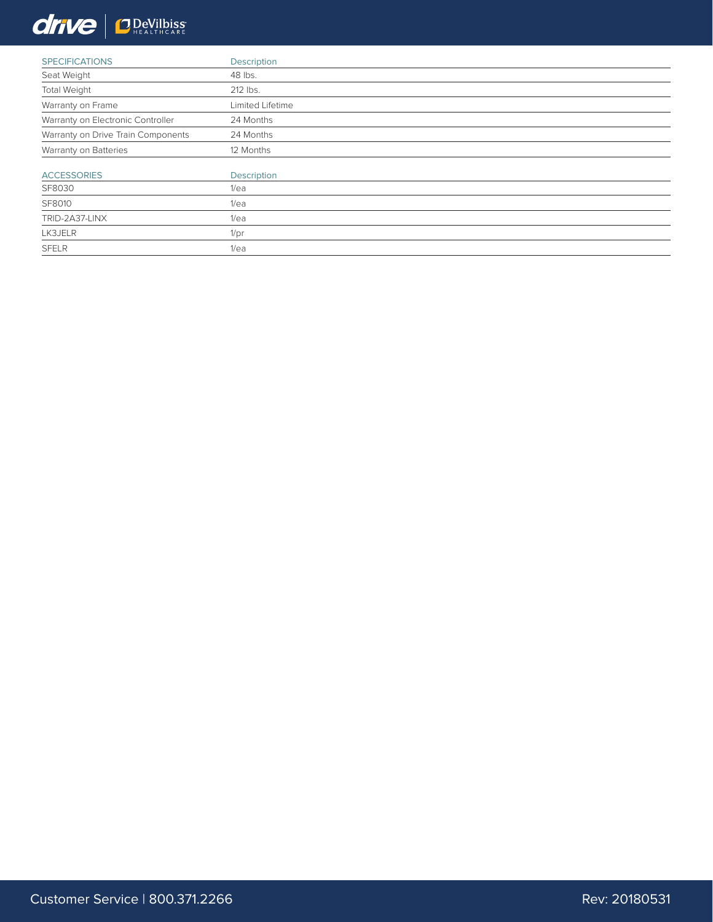| SPECIFICATIONS | Description |
| --- | --- |
| Seat Weight | 48 lbs. |
| Total Weight | 212 lbs. |
| Warranty on Frame | Limited Lifetime |
| Warranty on Electronic Controller | 24 Months |
| Warranty on Drive Train Components | 24 Months |
| Warranty on Batteries | 12 Months |

| ACCESSORIES | Description |
| --- | --- |
| SF8030 | 1/ea |
| SF8010 | 1/ea |
| TRID-2A37-LINX | 1/ea |
| LK3JELR | 1/pr |
| SFELR | 1/ea |

Customer Service | 800.371.2266

Rev: 20180531